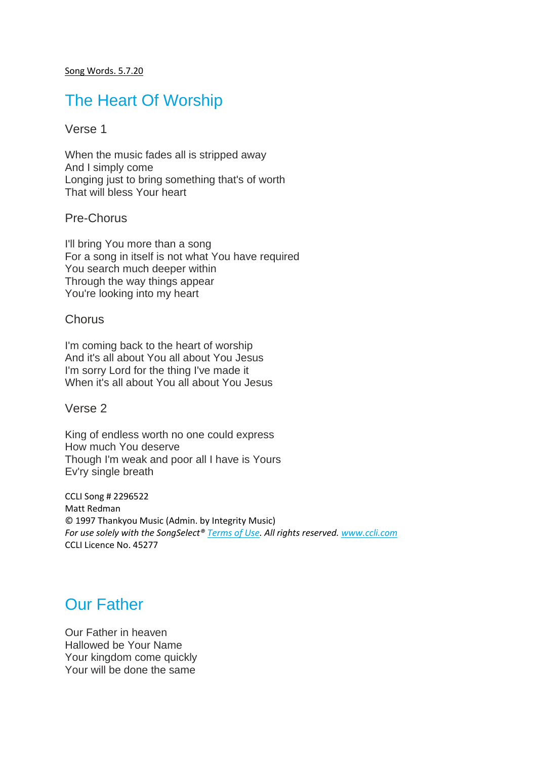Song Words. 5.7.20

## The Heart Of Worship

### Verse 1

When the music fades all is stripped away
And I simply come
Longing just to bring something that's of worth
That will bless Your heart

### Pre-Chorus

I'll bring You more than a song
For a song in itself is not what You have required
You search much deeper within
Through the way things appear
You're looking into my heart

### Chorus

I'm coming back to the heart of worship
And it's all about You all about You Jesus
I'm sorry Lord for the thing I've made it
When it's all about You all about You Jesus

### Verse 2

King of endless worth no one could express
How much You deserve
Though I'm weak and poor all I have is Yours
Ev'ry single breath

CCLI Song # 2296522
Matt Redman
© 1997 Thankyou Music (Admin. by Integrity Music)
*For use solely with the SongSelect® Terms of Use. All rights reserved. www.ccli.com*
CCLI Licence No. 45277

## Our Father

Our Father in heaven
Hallowed be Your Name
Your kingdom come quickly
Your will be done the same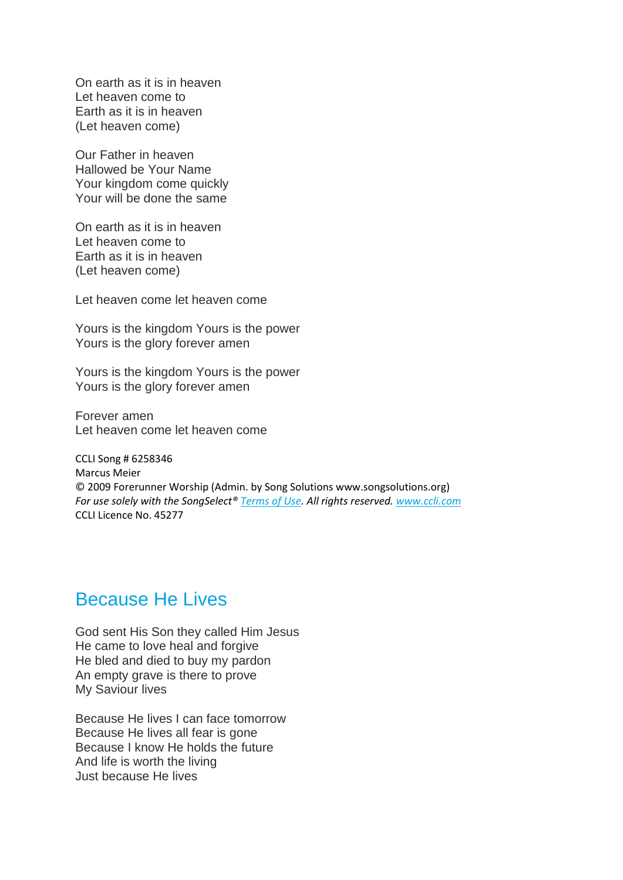On earth as it is in heaven
Let heaven come to
Earth as it is in heaven
(Let heaven come)

Our Father in heaven
Hallowed be Your Name
Your kingdom come quickly
Your will be done the same

On earth as it is in heaven
Let heaven come to
Earth as it is in heaven
(Let heaven come)

Let heaven come let heaven come

Yours is the kingdom Yours is the power
Yours is the glory forever amen

Yours is the kingdom Yours is the power
Yours is the glory forever amen

Forever amen
Let heaven come let heaven come

CCLI Song # 6258346
Marcus Meier
© 2009 Forerunner Worship (Admin. by Song Solutions www.songsolutions.org)
*For use solely with the SongSelect® [Terms of Use](). All rights reserved. [www.ccli.com]()*
CCLI Licence No. 45277

## Because He Lives

God sent His Son they called Him Jesus
He came to love heal and forgive
He bled and died to buy my pardon
An empty grave is there to prove
My Saviour lives

Because He lives I can face tomorrow
Because He lives all fear is gone
Because I know He holds the future
And life is worth the living
Just because He lives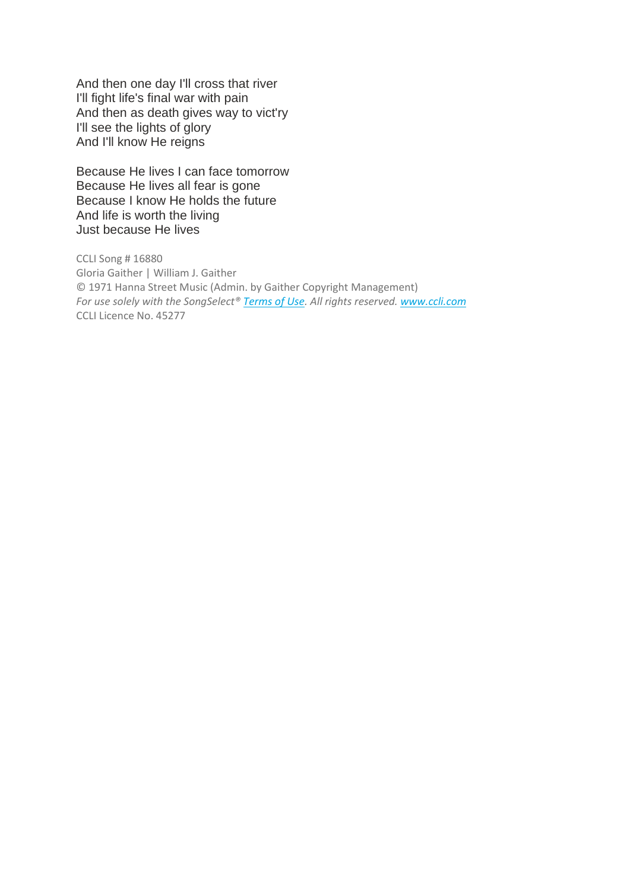And then one day I'll cross that river
I'll fight life's final war with pain
And then as death gives way to vict'ry
I'll see the lights of glory
And I'll know He reigns

Because He lives I can face tomorrow
Because He lives all fear is gone
Because I know He holds the future
And life is worth the living
Just because He lives

CCLI Song # 16880
Gloria Gaither | William J. Gaither
© 1971 Hanna Street Music (Admin. by Gaither Copyright Management)
*For use solely with the SongSelect® [Terms of Use](). All rights reserved. [www.ccli.com]()*
CCLI Licence No. 45277